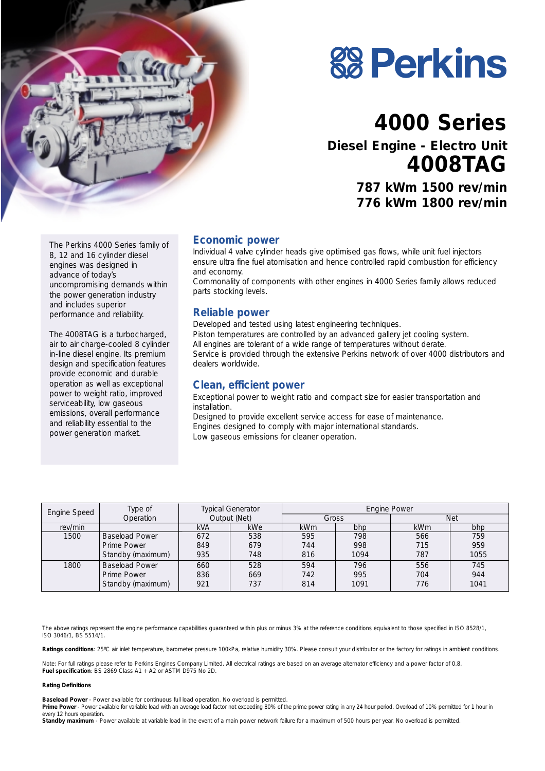# Perkins

## 4000 Series

### Diesel Engine - Electro Unit

## 4008TAG

**787 kWm 1500 rev/min**
**776 kWm 1800 rev/min**

The Perkins 4000 Series family of 8, 12 and 16 cylinder diesel engines was designed in advance of today's uncompromising demands within the power generation industry and includes superior performance and reliability.

The 4008TAG is a turbocharged, air to air charge-cooled 8 cylinder in-line diesel engine. Its premium design and specification features provide economic and durable operation as well as exceptional power to weight ratio, improved serviceability, low gaseous emissions, overall performance and reliability essential to the power generation market.

### Economic power

Individual 4 valve cylinder heads give optimised gas flows, while unit fuel injectors ensure ultra fine fuel atomisation and hence controlled rapid combustion for efficiency and economy.
Commonality of components with other engines in 4000 Series family allows reduced parts stocking levels.

### Reliable power

Developed and tested using latest engineering techniques.
Piston temperatures are controlled by an advanced gallery jet cooling system.
All engines are tolerant of a wide range of temperatures without derate.
Service is provided through the extensive Perkins network of over 4000 distributors and dealers worldwide.

### Clean, efficient power

Exceptional power to weight ratio and compact size for easier transportation and installation.
Designed to provide excellent service access for ease of maintenance.
Engines designed to comply with major international standards.
Low gaseous emissions for cleaner operation.

| Engine Speed | Type of Operation | Typical Generator Output (Net) | | Engine Power | | | |
|---|---|---|---|---|---|---|---|
| | | | | Gross | | Net | |
| rev/min | | kVA | kWe | kWm | bhp | kWm | bhp |
| 1500 | Baseload Power | 672 | 538 | 595 | 798 | 566 | 759 |
| | Prime Power | 849 | 679 | 744 | 998 | 715 | 959 |
| | Standby (maximum) | 935 | 748 | 816 | 1094 | 787 | 1055 |
| 1800 | Baseload Power | 660 | 528 | 594 | 796 | 556 | 745 |
| | Prime Power | 836 | 669 | 742 | 995 | 704 | 944 |
| | Standby (maximum) | 921 | 737 | 814 | 1091 | 776 | 1041 |

The above ratings represent the engine performance capabilities guaranteed within plus or minus 3% at the reference conditions equivalent to those specified in ISO 8528/1, ISO 3046/1, BS 5514/1.

**Ratings conditions**: 25ºC air inlet temperature, barometer pressure 100kPa, relative humidity 30%. Please consult your distributor or the factory for ratings in ambient conditions.

Note: For full ratings please refer to Perkins Engines Company Limited. All electrical ratings are based on an average alternator efficiency and a power factor of 0.8.
**Fuel specification**: BS 2869 Class A1 + A2 or ASTM D975 No 2D.

**Rating Definitions**

**Baseload Power** - Power available for continuous full load operation. No overload is permitted.
**Prime Power** - Power available for variable load with an average load factor not exceeding 80% of the prime power rating in any 24 hour period. Overload of 10% permitted for 1 hour in every 12 hours operation.
**Standby maximum** - Power available at variable load in the event of a main power network failure for a maximum of 500 hours per year. No overload is permitted.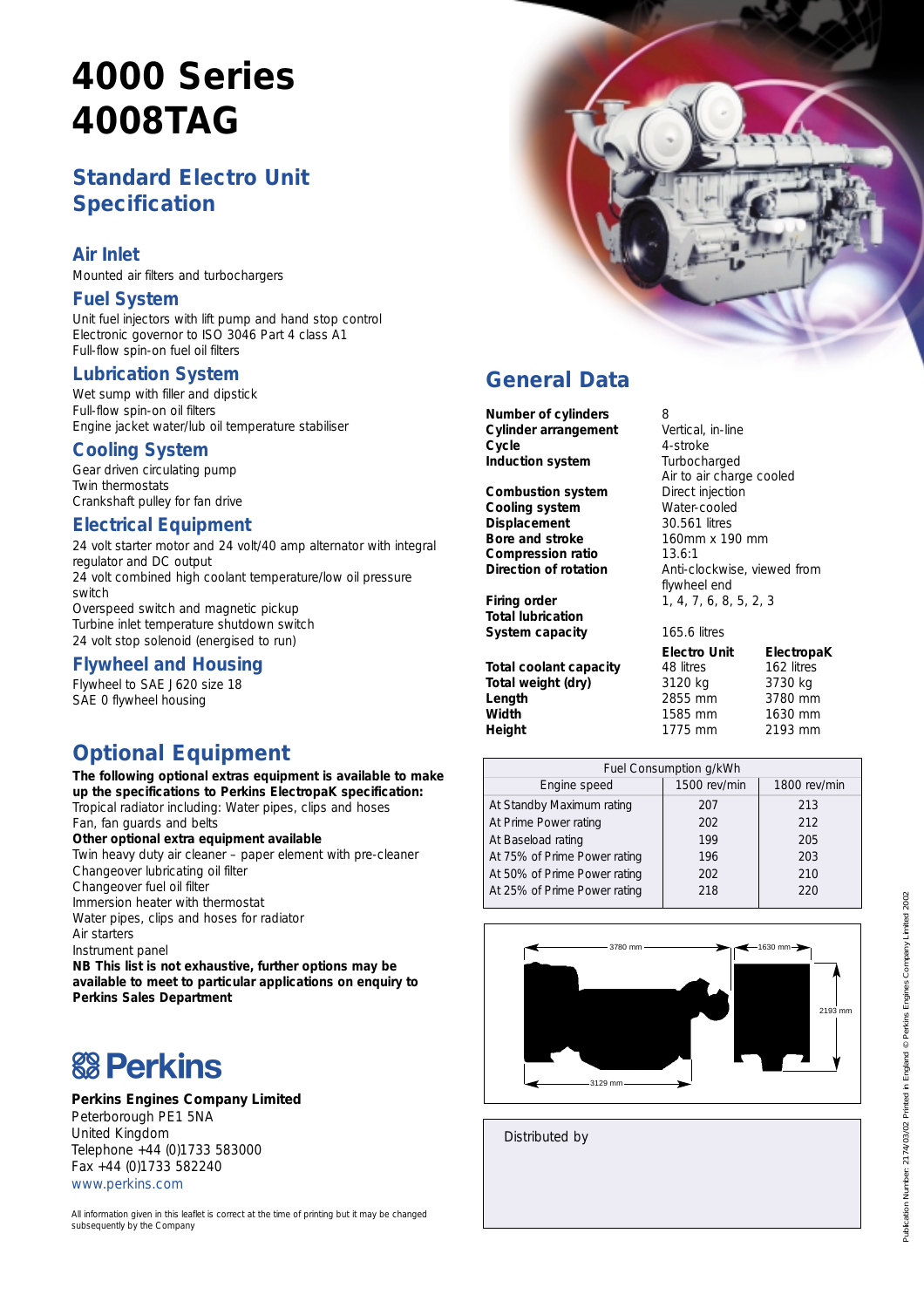# 4000 Series
# 4008TAG

## Standard Electro Unit Specification

### Air Inlet

Mounted air filters and turbochargers

### Fuel System

Unit fuel injectors with lift pump and hand stop control
Electronic governor to ISO 3046 Part 4 class A1
Full-flow spin-on fuel oil filters

### Lubrication System

Wet sump with filler and dipstick
Full-flow spin-on oil filters
Engine jacket water/lub oil temperature stabiliser

### Cooling System

Gear driven circulating pump
Twin thermostats
Crankshaft pulley for fan drive

### Electrical Equipment

24 volt starter motor and 24 volt/40 amp alternator with integral regulator and DC output
24 volt combined high coolant temperature/low oil pressure switch
Overspeed switch and magnetic pickup
Turbine inlet temperature shutdown switch
24 volt stop solenoid (energised to run)

### Flywheel and Housing

Flywheel to SAE J620 size 18
SAE 0 flywheel housing

## Optional Equipment

**The following optional extras equipment is available to make up the specifications to Perkins ElectropaK specification:**
Tropical radiator including: Water pipes, clips and hoses
Fan, fan guards and belts
**Other optional extra equipment available**
Twin heavy duty air cleaner – paper element with pre-cleaner
Changeover lubricating oil filter
Changeover fuel oil filter
Immersion heater with thermostat
Water pipes, clips and hoses for radiator
Air starters
Instrument panel
**NB This list is not exhaustive, further options may be available to meet to particular applications on enquiry to Perkins Sales Department**

## General Data

| | | |
|---|---|---|
| **Number of cylinders** | 8 | |
| **Cylinder arrangement** | Vertical, in-line | |
| **Cycle** | 4-stroke | |
| **Induction system** | Turbocharged Air to air charge cooled | |
| **Combustion system** | Direct injection | |
| **Cooling system** | Water-cooled | |
| **Displacement** | 30.561 litres | |
| **Bore and stroke** | 160mm x 190 mm | |
| **Compression ratio** | 13.6:1 | |
| **Direction of rotation** | Anti-clockwise, viewed from flywheel end | |
| **Firing order** | 1, 4, 7, 6, 8, 5, 2, 3 | |
| **Total lubrication System capacity** | 165.6 litres | |
| | **Electro Unit** | **ElectropaK** |
| **Total coolant capacity** | 48 litres | 162 litres |
| **Total weight (dry)** | 3120 kg | 3730 kg |
| **Length** | 2855 mm | 3780 mm |
| **Width** | 1585 mm | 1630 mm |
| **Height** | 1775 mm | 2193 mm |

| Fuel Consumption g/kWh | | |
|---|---|---|
| Engine speed | 1500 rev/min | 1800 rev/min |
| At Standby Maximum rating | 207 | 213 |
| At Prime Power rating | 202 | 212 |
| At Baseload rating | 199 | 205 |
| At 75% of Prime Power rating | 196 | 203 |
| At 50% of Prime Power rating | 202 | 210 |
| At 25% of Prime Power rating | 218 | 220 |

3780 mm
1630 mm
2193 mm
3129 mm

Distributed by

**Perkins Engines Company Limited**
Peterborough PE1 5NA
United Kingdom
Telephone +44 (0)1733 583000
Fax +44 (0)1733 582240
www.perkins.com

All information given in this leaflet is correct at the time of printing but it may be changed subsequently by the Company

Publication Number: 2174/03/02 Printed in England © Perkins Engines Company Limited 2002